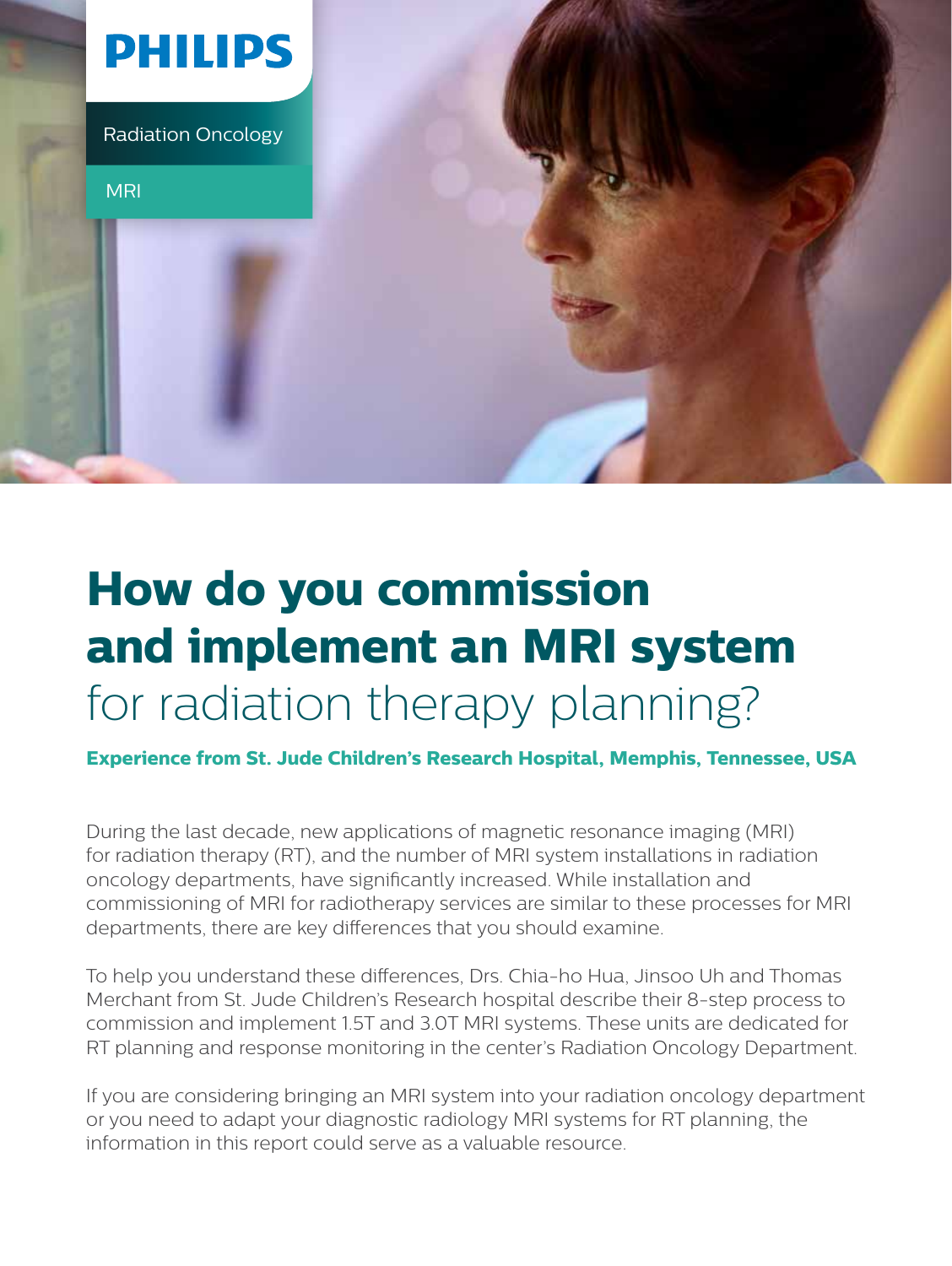PHILIPS

Radiation Oncology

MRI

# How do you commission and implement an MRI system for radiation therapy planning?

**Experience from St. Jude Children's Research Hospital, Memphis, Tennessee, USA**

During the last decade, new applications of magnetic resonance imaging (MRI) for radiation therapy (RT), and the number of MRI system installations in radiation oncology departments, have significantly increased. While installation and commissioning of MRI for radiotherapy services are similar to these processes for MRI departments, there are key differences that you should examine.

To help you understand these differences, Drs. Chia-ho Hua, Jinsoo Uh and Thomas Merchant from St. Jude Children's Research hospital describe their 8-step process to commission and implement 1.5T and 3.0T MRI systems. These units are dedicated for RT planning and response monitoring in the center's Radiation Oncology Department.

If you are considering bringing an MRI system into your radiation oncology department or you need to adapt your diagnostic radiology MRI systems for RT planning, the information in this report could serve as a valuable resource.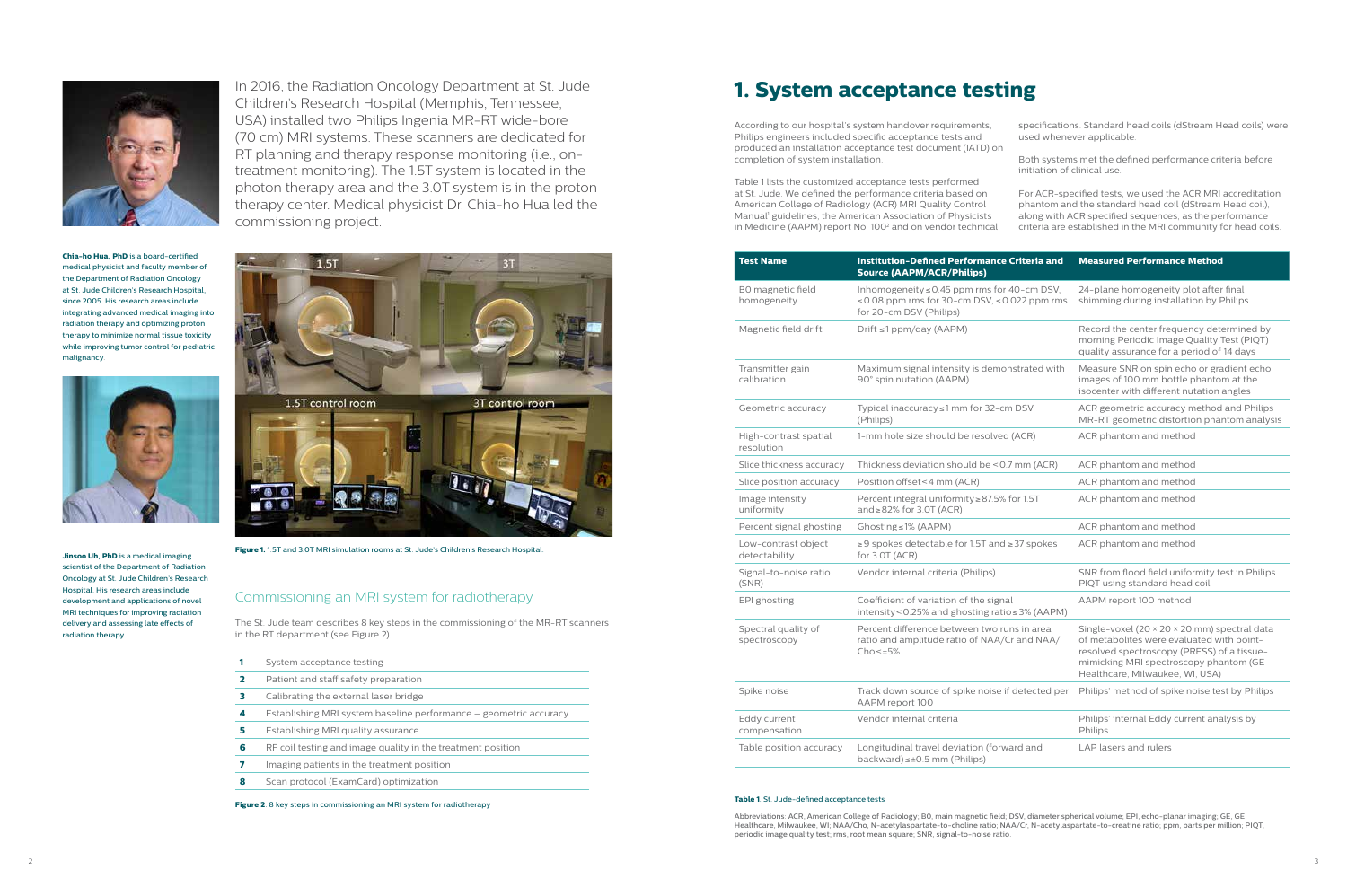In 2016, the Radiation Oncology Department at St. Jude Children's Research Hospital (Memphis, Tennessee, USA) installed two Philips Ingenia MR-RT wide-bore (70 cm) MRI systems. These scanners are dedicated for RT planning and therapy response monitoring (i.e., on-treatment monitoring). The 1.5T system is located in the photon therapy area and the 3.0T system is in the proton therapy center. Medical physicist Dr. Chia-ho Hua led the commissioning project.

**Chia-ho Hua, PhD** is a board-certified medical physicist and faculty member of the Department of Radiation Oncology at St. Jude Children's Research Hospital, since 2005. His research areas include integrating advanced medical imaging into radiation therapy and optimizing proton therapy to minimize normal tissue toxicity while improving tumor control for pediatric malignancy.

**Jinsoo Uh, PhD** is a medical imaging scientist of the Department of Radiation Oncology at St. Jude Children's Research Hospital. His research areas include development and applications of novel MRI techniques for improving radiation delivery and assessing late effects of radiation therapy.

**Figure 1.** 1.5T and 3.0T MRI simulation rooms at St. Jude's Children's Research Hospital.

## Commissioning an MRI system for radiotherapy

The St. Jude team describes 8 key steps in the commissioning of the MR-RT scanners in the RT department (see Figure 2).

| | |
|---|---|
| **1** | System acceptance testing |
| **2** | Patient and staff safety preparation |
| **3** | Calibrating the external laser bridge |
| **4** | Establishing MRI system baseline performance – geometric accuracy |
| **5** | Establishing MRI quality assurance |
| **6** | RF coil testing and image quality in the treatment position |
| **7** | Imaging patients in the treatment position |
| **8** | Scan protocol (ExamCard) optimization |

**Figure 2**. 8 key steps in commissioning an MRI system for radiotherapy

# 1. System acceptance testing

According to our hospital's system handover requirements, Philips engineers included specific acceptance tests and produced an installation acceptance test document (IATD) on completion of system installation.

Table 1 lists the customized acceptance tests performed at St. Jude. We defined the performance criteria based on American College of Radiology (ACR) MRI Quality Control Manual[1] guidelines, the American Association of Physicists in Medicine (AAPM) report No. 100[2] and on vendor technical specifications. Standard head coils (dStream Head coils) were used whenever applicable.

Both systems met the defined performance criteria before initiation of clinical use.

For ACR-specified tests, we used the ACR MRI accreditation phantom and the standard head coil (dStream Head coil), along with ACR specified sequences, as the performance criteria are established in the MRI community for head coils.

| Test Name | Institution-Defined Performance Criteria and Source (AAPM/ACR/Philips) | Measured Performance Method |
|---|---|---|
| B0 magnetic field homogeneity | Inhomogeneity ≤ 0.45 ppm rms for 40-cm DSV, ≤ 0.08 ppm rms for 30-cm DSV, ≤ 0.022 ppm rms for 20-cm DSV (Philips) | 24-plane homogeneity plot after final shimming during installation by Philips |
| Magnetic field drift | Drift ≤ 1 ppm/day (AAPM) | Record the center frequency determined by morning Periodic Image Quality Test (PIQT) quality assurance for a period of 14 days |
| Transmitter gain calibration | Maximum signal intensity is demonstrated with 90° spin nutation (AAPM) | Measure SNR on spin echo or gradient echo images of 100 mm bottle phantom at the isocenter with different nutation angles |
| Geometric accuracy | Typical inaccuracy ≤ 1 mm for 32-cm DSV (Philips) | ACR geometric accuracy method and Philips MR-RT geometric distortion phantom analysis |
| High-contrast spatial resolution | 1-mm hole size should be resolved (ACR) | ACR phantom and method |
| Slice thickness accuracy | Thickness deviation should be < 0.7 mm (ACR) | ACR phantom and method |
| Slice position accuracy | Position offset < 4 mm (ACR) | ACR phantom and method |
| Image intensity uniformity | Percent integral uniformity ≥ 87.5% for 1.5T and ≥ 82% for 3.0T (ACR) | ACR phantom and method |
| Percent signal ghosting | Ghosting ≤ 1% (AAPM) | ACR phantom and method |
| Low-contrast object detectability | ≥ 9 spokes detectable for 1.5T and ≥ 37 spokes for 3.0T (ACR) | ACR phantom and method |
| Signal-to-noise ratio (SNR) | Vendor internal criteria (Philips) | SNR from flood field uniformity test in Philips PIQT using standard head coil |
| EPI ghosting | Coefficient of variation of the signal intensity < 0.25% and ghosting ratio ≤ 3% (AAPM) | AAPM report 100 method |
| Spectral quality of spectroscopy | Percent difference between two runs in area ratio and amplitude ratio of NAA/Cr and NAA/Cho < ±5% | Single-voxel (20 × 20 × 20 mm) spectral data of metabolites were evaluated with point-resolved spectroscopy (PRESS) of a tissue-mimicking MRI spectroscopy phantom (GE Healthcare, Milwaukee, WI, USA) |
| Spike noise | Track down source of spike noise if detected per AAPM report 100 | Philips' method of spike noise test by Philips |
| Eddy current compensation | Vendor internal criteria | Philips' internal Eddy current analysis by Philips |
| Table position accuracy | Longitudinal travel deviation (forward and backward) ≤ ±0.5 mm (Philips) | LAP lasers and rulers |

**Table 1**. St. Jude-defined acceptance tests

Abbreviations: ACR, American College of Radiology; B0, main magnetic field; DSV, diameter spherical volume; EPI, echo-planar imaging; GE, GE Healthcare, Milwaukee, WI; NAA/Cho, N-acetylaspartate-to-choline ratio; NAA/Cr, N-acetylaspartate-to-creatine ratio; ppm, parts per million; PIQT, periodic image quality test; rms, root mean square; SNR, signal-to-noise ratio.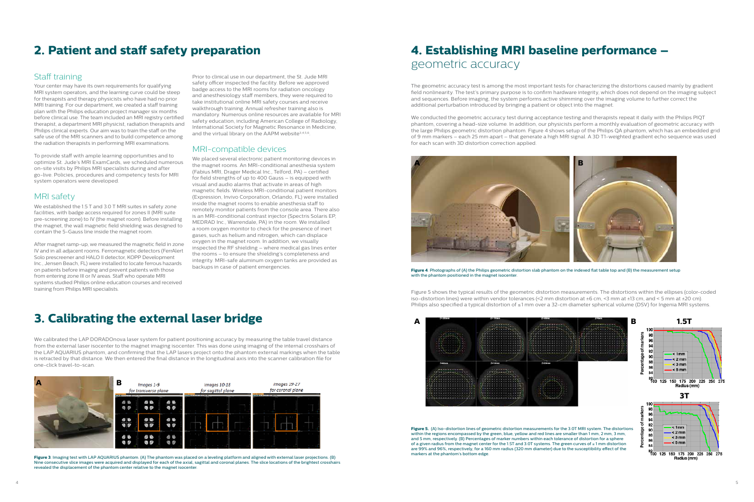## 2. Patient and staff safety preparation

### Staff training

Your center may have its own requirements for qualifying MRI system operators, and the learning curve could be steep for therapists and therapy physicists who have had no prior MRI training. For our department, we created a staff training plan with the Philips education project manager six months before clinical use. The team included an MRI registry certified therapist, a department MRI physicist, radiation therapists and Philips clinical experts. Our aim was to train the staff on the safe use of the MRI scanners and to build competence among the radiation therapists in performing MRI examinations.

To provide staff with ample learning opportunities and to optimize St. Jude's MRI ExamCards, we scheduled numerous on-site visits by Philips MRI specialists during and after go-live. Policies, procedures and competency tests for MRI system operators were developed.

### MRI safety

We established the 1.5 T and 3.0 T MRI suites in safety zone facilities, with badge access required for zones II (MRI suite pre-screening zone) to IV (the magnet room). Before installing the magnet, the wall magnetic field shielding was designed to contain the 5-Gauss line inside the magnet room.

After magnet ramp-up, we measured the magnetic field in zone IV and in all adjacent rooms. Ferromagnetic detectors (FerrAlert Solo prescreener and HALO II detector, KOPP Development Inc., Jensen Beach, FL) were installed to locate ferrous hazards on patients before imaging and prevent patients with those from entering zone III or IV areas. Staff who operate MRI systems studied Philips online education courses and received training from Philips MRI specialists.

Prior to clinical use in our department, the St. Jude MRI safety officer inspected the facility. Before we approved badge access to the MRI rooms for radiation oncology and anesthesiology staff members, they were required to take institutional online MRI safety courses and receive walkthrough training. Annual refresher training also is mandatory. Numerous online resources are available for MRI safety education, including American College of Radiology, International Society for Magnetic Resonance in Medicine, and the virtual library on the AAPM website[3,4,5,6].

### MRI-compatible devices

We placed several electronic patient monitoring devices in the magnet rooms. An MRI-conditional anesthesia system (Fabius MRI, Drager Medical Inc., Telford, PA) – certified for field strengths of up to 400 Gauss – is equipped with visual and audio alarms that activate in areas of high magnetic fields. Wireless MRI-conditional patient monitors (Expression, Invivo Corporation, Orlando, FL) were installed inside the magnet rooms to enable anesthesia staff to remotely monitor patients from the console area. There also is an MRI-conditional contrast injector (Spectris Solaris EP, MEDRAD Inc., Warrendale, PA) in the room. We installed a room oxygen monitor to check for the presence of inert gases, such as helium and nitrogen, which can displace oxygen in the magnet room. In addition, we visually inspected the RF shielding – where medical gas lines enter the rooms – to ensure the shielding's completeness and integrity. MRI-safe aluminum oxygen tanks are provided as backups in case of patient emergencies.

## 3. Calibrating the external laser bridge

We calibrated the LAP DORADOnova laser system for patient positioning accuracy by measuring the table travel distance from the external laser isocenter to the magnet imaging isocenter. This was done using imaging of the internal crosshairs of the LAP AQUARIUS phantom, and confirming that the LAP lasers project onto the phantom external markings when the table is retracted by that distance. We then entered the final distance in the longitudinal axis into the scanner calibration file for one-click travel-to-scan.

**Figure 3**. Imaging test with LAP AQUARIUS phantom. (A) The phantom was placed on a leveling platform and aligned with external laser projections. (B) Nine consecutive slice images were acquired and displayed for each of the axial, sagittal and coronal planes. The slice locations of the brightest crosshairs revealed the displacement of the phantom center relative to the magnet isocenter.

## 4. Establishing MRI baseline performance – geometric accuracy

The geometric accuracy test is among the most important tests for characterizing the distortions caused mainly by gradient field nonlinearity. The test's primary purpose is to confirm hardware integrity, which does not depend on the imaging subject and sequences. Before imaging, the system performs active shimming over the imaging volume to further correct the additional perturbation introduced by bringing a patient or object into the magnet.

We conducted the geometric accuracy test during acceptance testing and therapists repeat it daily with the Philips PIQT phantom, covering a head-size volume. In addition, our physicists perform a monthly evaluation of geometric accuracy with the large Philips geometric distortion phantom. Figure 4 shows setup of the Philips QA phantom, which has an embedded grid of 9 mm markers – each 25 mm apart – that generate a high MRI signal. A 3D T1-weighted gradient echo sequence was used for each scan with 3D distortion correction applied.

**Figure 4**. Photographs of (A) the Philips geometric distortion slab phantom on the indexed flat table top and (B) the measurement setup with the phantom positioned in the magnet isocenter.

Figure 5 shows the typical results of the geometric distortion measurements. The distortions within the ellipses (color-coded iso-distortion lines) were within vendor tolerances (<2 mm distortion at ±6 cm, <3 mm at ±13 cm, and < 5 mm at ±20 cm). Philips also specified a typical distortion of ≤1 mm over a 32-cm diameter spherical volume (DSV) for Ingenia MRI systems.

**Figure 5.** (A) Iso-distortion lines of geometric distortion measurements for the 3.0T MRI system. The distortions within the regions encompassed by the green, blue, yellow and red lines are smaller than 1 mm, 2 mm, 3 mm, and 5 mm, respectively. (B) Percentages of marker numbers within each tolerance of distortion for a sphere of a given radius from the magnet center for the 1.5T and 3.0T systems. The green curves of ≤ 1 mm distortion are 99% and 96%, respectively, for a 160 mm radius (320 mm diameter) due to the susceptibility effect of the markers at the phantom's bottom edge.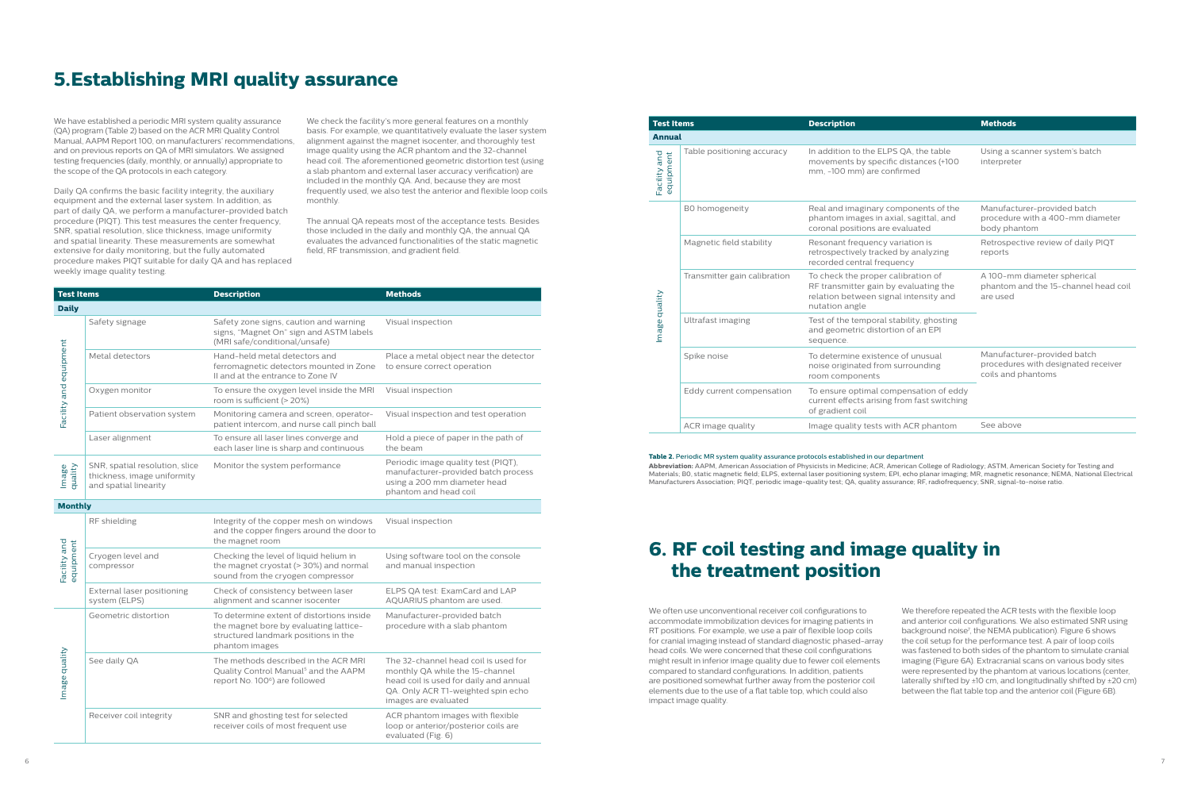# 5.Establishing MRI quality assurance

We have established a periodic MRI system quality assurance (QA) program (Table 2) based on the ACR MRI Quality Control Manual, AAPM Report 100, on manufacturers' recommendations, and on previous reports on QA of MRI simulators. We assigned testing frequencies (daily, monthly, or annually) appropriate to the scope of the QA protocols in each category.

Daily QA confirms the basic facility integrity, the auxiliary equipment and the external laser system. In addition, as part of daily QA, we perform a manufacturer-provided batch procedure (PIQT). This test measures the center frequency, SNR, spatial resolution, slice thickness, image uniformity and spatial linearity. These measurements are somewhat extensive for daily monitoring, but the fully automated procedure makes PIQT suitable for daily QA and has replaced weekly image quality testing.

We check the facility's more general features on a monthly basis. For example, we quantitatively evaluate the laser system alignment against the magnet isocenter, and thoroughly test image quality using the ACR phantom and the 32-channel head coil. The aforementioned geometric distortion test (using a slab phantom and external laser accuracy verification) are included in the monthly QA. And, because they are most frequently used, we also test the anterior and flexible loop coils monthly.

The annual QA repeats most of the acceptance tests. Besides those included in the daily and monthly QA, the annual QA evaluates the advanced functionalities of the static magnetic field, RF transmission, and gradient field.

| Test Items | | Description | Methods |
|---|---|---|---|
| **Daily** | | | |
| Facility and equipment | Safety signage | Safety zone signs, caution and warning signs, "Magnet On" sign and ASTM labels (MRI safe/conditional/unsafe) | Visual inspection |
| | Metal detectors | Hand-held metal detectors and ferromagnetic detectors mounted in Zone II and at the entrance to Zone IV | Place a metal object near the detector to ensure correct operation |
| | Oxygen monitor | To ensure the oxygen level inside the MRI room is sufficient (> 20%) | Visual inspection |
| | Patient observation system | Monitoring camera and screen, operator-patient intercom, and nurse call pinch ball | Visual inspection and test operation |
| | Laser alignment | To ensure all laser lines converge and each laser line is sharp and continuous | Hold a piece of paper in the path of the beam |
| Image quality | SNR, spatial resolution, slice thickness, image uniformity and spatial linearity | Monitor the system performance | Periodic image quality test (PIQT), manufacturer-provided batch process using a 200 mm diameter head phantom and head coil |
| **Monthly** | | | |
| Facility and equipment | RF shielding | Integrity of the copper mesh on windows and the copper fingers around the door to the magnet room | Visual inspection |
| | Cryogen level and compressor | Checking the level of liquid helium in the magnet cryostat (> 30%) and normal sound from the cryogen compressor | Using software tool on the console and manual inspection |
| | External laser positioning system (ELPS) | Check of consistency between laser alignment and scanner isocenter | ELPS QA test: ExamCard and LAP AQUARIUS phantom are used. |
| Image quality | Geometric distortion | To determine extent of distortions inside the magnet bore by evaluating lattice-structured landmark positions in the phantom images | Manufacturer-provided batch procedure with a slab phantom |
| | See daily QA | The methods described in the ACR MRI Quality Control Manual[5] and the AAPM report No. 100[6] are followed | The 32-channel head coil is used for monthly QA while the 15-channel head coil is used for daily and annual QA. Only ACR T1-weighted spin echo images are evaluated |
| | Receiver coil integrity | SNR and ghosting test for selected receiver coils of most frequent use | ACR phantom images with flexible loop or anterior/posterior coils are evaluated (Fig. 6) |
| **Annual** | | | |
| Facility and equipment | Table positioning accuracy | In addition to the ELPS QA, the table movements by specific distances (+100 mm, -100 mm) are confirmed | Using a scanner system's batch interpreter |
| Image quality | B0 homogeneity | Real and imaginary components of the phantom images in axial, sagittal, and coronal positions are evaluated | Manufacturer-provided batch procedure with a 400-mm diameter body phantom |
| | Magnetic field stability | Resonant frequency variation is retrospectively tracked by analyzing recorded central frequency | Retrospective review of daily PIQT reports |
| | Transmitter gain calibration | To check the proper calibration of RF transmitter gain by evaluating the relation between signal intensity and nutation angle | A 100-mm diameter spherical phantom and the 15-channel head coil are used |
| | Ultrafast imaging | Test of the temporal stability, ghosting and geometric distortion of an EPI sequence | |
| | Spike noise | To determine existence of unusual noise originated from surrounding room components | Manufacturer-provided batch procedures with designated receiver coils and phantoms |
| | Eddy current compensation | To ensure optimal compensation of eddy current effects arising from fast switching of gradient coil | |
| | ACR image quality | Image quality tests with ACR phantom | See above |

**Table 2.** Periodic MR system quality assurance protocols established in our department

**Abbreviation:** AAPM, American Association of Physicists in Medicine; ACR, American College of Radiology; ASTM, American Society for Testing and Materials; B0, static magnetic field; ELPS, external laser positioning system; EPI, echo planar imaging; MR, magnetic resonance; NEMA, National Electrical Manufacturers Association; PIQT, periodic image-quality test; QA, quality assurance; RF, radiofrequency; SNR, signal-to-noise ratio.

# 6. RF coil testing and image quality in the treatment position

We often use unconventional receiver coil configurations to accommodate immobilization devices for imaging patients in RT positions. For example, we use a pair of flexible loop coils for cranial imaging instead of standard diagnostic phased-array head coils. We were concerned that these coil configurations might result in inferior image quality due to fewer coil elements compared to standard configurations. In addition, patients are positioned somewhat further away from the posterior coil elements due to the use of a flat table top, which could also impact image quality.

We therefore repeated the ACR tests with the flexible loop and anterior coil configurations. We also estimated SNR using background noise[7], the NEMA publication). Figure 6 shows the coil setup for the performance test. A pair of loop coils was fastened to both sides of the phantom to simulate cranial imaging (Figure 6A). Extracranial scans on various body sites were represented by the phantom at various locations (center, laterally shifted by ±10 cm, and longitudinally shifted by ±20 cm) between the flat table top and the anterior coil (Figure 6B).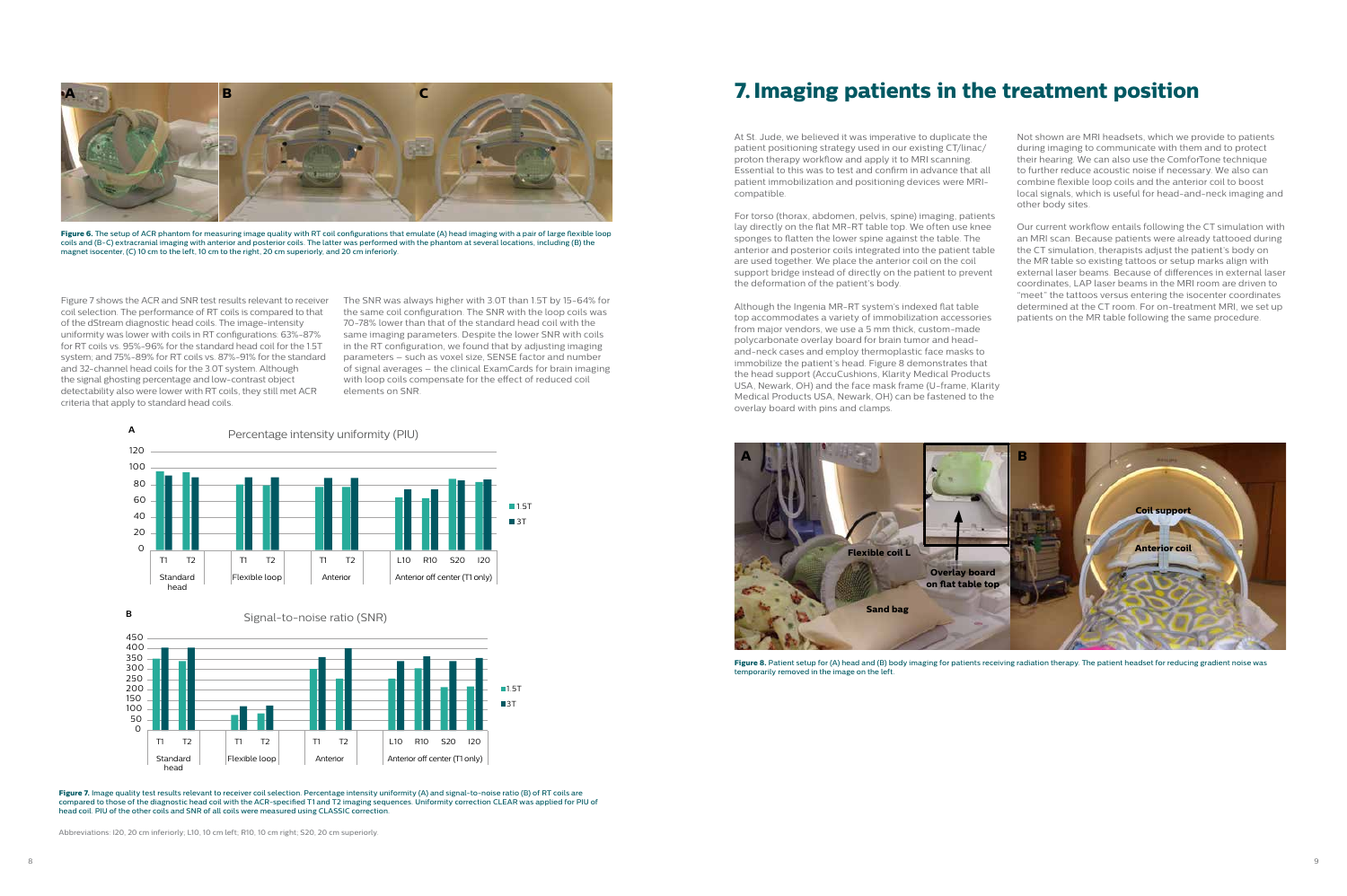**Figure 6.** The setup of ACR phantom for measuring image quality with RT coil configurations that emulate (A) head imaging with a pair of large flexible loop coils and (B–C) extracranial imaging with anterior and posterior coils. The latter was performed with the phantom at several locations, including (B) the magnet isocenter, (C) 10 cm to the left, 10 cm to the right, 20 cm superiorly, and 20 cm inferiorly.

Figure 7 shows the ACR and SNR test results relevant to receiver coil selection. The performance of RT coils is compared to that of the dStream diagnostic head coils. The image-intensity uniformity was lower with coils in RT configurations: 63%–87% for RT coils vs. 95%–96% for the standard head coil for the 1.5T system; and 75%–89% for RT coils vs. 87%–91% for the standard and 32-channel head coils for the 3.0T system. Although the signal ghosting percentage and low-contrast object detectability also were lower with RT coils, they still met ACR criteria that apply to standard head coils.

The SNR was always higher with 3.0T than 1.5T by 15–64% for the same coil configuration. The SNR with the loop coils was 70–78% lower than that of the standard head coil with the same imaging parameters. Despite the lower SNR with coils in the RT configuration, we found that by adjusting imaging parameters – such as voxel size, SENSE factor and number of signal averages – the clinical ExamCards for brain imaging with loop coils compensate for the effect of reduced coil elements on SNR.

**Figure 7.** Image quality test results relevant to receiver coil selection. Percentage intensity uniformity (A) and signal-to-noise ratio (B) of RT coils are compared to those of the diagnostic head coil with the ACR-specified T1 and T2 imaging sequences. Uniformity correction CLEAR was applied for PIU of head coil. PIU of the other coils and SNR of all coils were measured using CLASSIC correction.

Abbreviations: I20, 20 cm inferiorly; L10, 10 cm left; R10, 10 cm right; S20, 20 cm superiorly.

# 7. Imaging patients in the treatment position

At St. Jude, we believed it was imperative to duplicate the patient positioning strategy used in our existing CT/linac/proton therapy workflow and apply it to MRI scanning. Essential to this was to test and confirm in advance that all patient immobilization and positioning devices were MRI-compatible.

For torso (thorax, abdomen, pelvis, spine) imaging, patients lay directly on the flat MR-RT table top. We often use knee sponges to flatten the lower spine against the table. The anterior and posterior coils integrated into the patient table are used together. We place the anterior coil on the coil support bridge instead of directly on the patient to prevent the deformation of the patient's body.

Although the Ingenia MR-RT system's indexed flat table top accommodates a variety of immobilization accessories from major vendors, we use a 5 mm thick, custom-made polycarbonate overlay board for brain tumor and head-and-neck cases and employ thermoplastic face masks to immobilize the patient's head. Figure 8 demonstrates that the head support (AccuCushions, Klarity Medical Products USA, Newark, OH) and the face mask frame (U-frame, Klarity Medical Products USA, Newark, OH) can be fastened to the overlay board with pins and clamps.

Not shown are MRI headsets, which we provide to patients during imaging to communicate with them and to protect their hearing. We can also use the ComforTone technique to further reduce acoustic noise if necessary. We also can combine flexible loop coils and the anterior coil to boost local signals, which is useful for head-and-neck imaging and other body sites.

Our current workflow entails following the CT simulation with an MRI scan. Because patients were already tattooed during the CT simulation, therapists adjust the patient's body on the MR table so existing tattoos or setup marks align with external laser beams. Because of differences in external laser coordinates, LAP laser beams in the MRI room are driven to "meet" the tattoos versus entering the isocenter coordinates determined at the CT room. For on-treatment MRI, we set up patients on the MR table following the same procedure.

**Figure 8.** Patient setup for (A) head and (B) body imaging for patients receiving radiation therapy. The patient headset for reducing gradient noise was temporarily removed in the image on the left.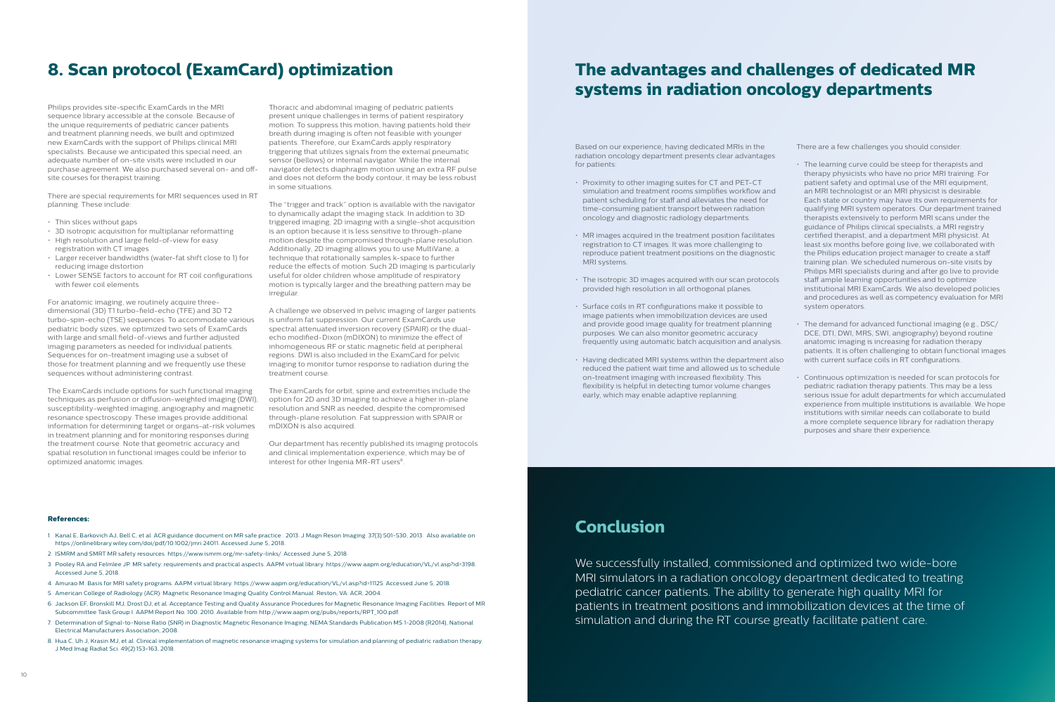## 8. Scan protocol (ExamCard) optimization

Philips provides site-specific ExamCards in the MRI sequence library accessible at the console. Because of the unique requirements of pediatric cancer patients and treatment planning needs, we built and optimized new ExamCards with the support of Philips clinical MRI specialists. Because we anticipated this special need, an adequate number of on-site visits were included in our purchase agreement. We also purchased several on- and off-site courses for therapist training.

There are special requirements for MRI sequences used in RT planning. These include:

- Thin slices without gaps
- 3D isotropic acquisition for multiplanar reformatting
- High resolution and large field-of-view for easy registration with CT images
- Larger receiver bandwidths (water-fat shift close to 1) for reducing image distortion
- Lower SENSE factors to account for RT coil configurations with fewer coil elements

For anatomic imaging, we routinely acquire three-dimensional (3D) T1 turbo-field-echo (TFE) and 3D T2 turbo-spin-echo (TSE) sequences. To accommodate various pediatric body sizes, we optimized two sets of ExamCards with large and small field-of-views and further adjusted imaging parameters as needed for individual patients. Sequences for on-treatment imaging use a subset of those for treatment planning and we frequently use these sequences without administering contrast.

The ExamCards include options for such functional imaging techniques as perfusion or diffusion-weighted imaging (DWI), susceptibility-weighted imaging, angiography and magnetic resonance spectroscopy. These images provide additional information for determining target or organs-at-risk volumes in treatment planning and for monitoring responses during the treatment course. Note that geometric accuracy and spatial resolution in functional images could be inferior to optimized anatomic images.

Thoracic and abdominal imaging of pediatric patients present unique challenges in terms of patient respiratory motion. To suppress this motion, having patients hold their breath during imaging is often not feasible with younger patients. Therefore, our ExamCards apply respiratory triggering that utilizes signals from the external pneumatic sensor (bellows) or internal navigator. While the internal navigator detects diaphragm motion using an extra RF pulse and does not deform the body contour, it may be less robust in some situations.

The "trigger and track" option is available with the navigator to dynamically adapt the imaging stack. In addition to 3D triggered imaging, 2D imaging with a single-shot acquisition is an option because it is less sensitive to through-plane motion despite the compromised through-plane resolution. Additionally, 2D imaging allows you to use MultiVane, a technique that rotationally samples k-space to further reduce the effects of motion. Such 2D imaging is particularly useful for older children whose amplitude of respiratory motion is typically larger and the breathing pattern may be irregular.

A challenge we observed in pelvic imaging of larger patients is uniform fat suppression. Our current ExamCards use spectral attenuated inversion recovery (SPAIR) or the dual-echo modified-Dixon (mDIXON) to minimize the effect of inhomogeneous RF or static magnetic field at peripheral regions. DWI is also included in the ExamCard for pelvic imaging to monitor tumor response to radiation during the treatment course.

The ExamCards for orbit, spine and extremities include the option for 2D and 3D imaging to achieve a higher in-plane resolution and SNR as needed, despite the compromised through-plane resolution. Fat suppression with SPAIR or mDIXON is also acquired.

Our department has recently published its imaging protocols and clinical implementation experience, which may be of interest for other Ingenia MR-RT users[8].

#### References:

1. Kanal E, Barkovich AJ, Bell C, et al. ACR guidance document on MR safe practice : 2013. J Magn Reson Imaging. 37(3):501-530, 2013. Also available on https://onlinelibrary.wiley.com/doi/pdf/10.1002/jmri.24011. Accessed June 5, 2018.
2. ISMRM and SMRT MR safety resources. https://www.ismrm.org/mr-safety-links/. Accessed June 5, 2018.
3. Pooley RA and Felmlee JP. MR safety: requirements and practical aspects. AAPM virtual library. https://www.aapm.org/education/VL/vl.asp?id=3198. Accessed June 5, 2018.
4. Amurao M. Basis for MRI safety programs. AAPM virtual library. https://www.aapm.org/education/VL/vl.asp?id=11125. Accessed June 5, 2018.
5. American College of Radiology (ACR). Magnetic Resonance Imaging Quality Control Manual. Reston, VA: ACR, 2004.
6. Jackson EF, Bronskill MJ, Drost DJ, et al. Acceptance Testing and Quality Assurance Procedures for Magnetic Resonance Imaging Facilities. Report of MR Subcommittee Task Group I. AAPM Report No. 100. 2010. Available from http://www.aapm.org/pubs/reports/RPT_100.pdf.
7. Determination of Signal-to-Noise Ratio (SNR) in Diagnostic Magnetic Resonance Imaging, NEMA Standards Publication MS 1-2008 (R2014), National Electrical Manufacturers Association, 2008.
8. Hua C, Uh J, Krasin MJ, et al. Clinical implementation of magnetic resonance imaging systems for simulation and planning of pediatric radiation therapy. J Med Imag Radiat Sci. 49(2):153-163, 2018.

## The advantages and challenges of dedicated MR systems in radiation oncology departments

Based on our experience, having dedicated MRIs in the radiation oncology department presents clear advantages for patients:

- Proximity to other imaging suites for CT and PET-CT simulation and treatment rooms simplifies workflow and patient scheduling for staff and alleviates the need for time-consuming patient transport between radiation oncology and diagnostic radiology departments.
- MR images acquired in the treatment position facilitates registration to CT images. It was more challenging to reproduce patient treatment positions on the diagnostic MRI systems.
- The isotropic 3D images acquired with our scan protocols provided high resolution in all orthogonal planes.
- Surface coils in RT configurations make it possible to image patients when immobilization devices are used and provide good image quality for treatment planning purposes. We can also monitor geometric accuracy frequently using automatic batch acquisition and analysis.
- Having dedicated MRI systems within the department also reduced the patient wait time and allowed us to schedule on-treatment imaging with increased flexibility. This flexibility is helpful in detecting tumor volume changes early, which may enable adaptive replanning.

There are a few challenges you should consider:

- The learning curve could be steep for therapists and therapy physicists who have no prior MRI training. For patient safety and optimal use of the MRI equipment, an MRI technologist or an MRI physicist is desirable. Each state or country may have its own requirements for qualifying MRI system operators. Our department trained therapists extensively to perform MRI scans under the guidance of Philips clinical specialists, a MRI registry certified therapist, and a department MRI physicist. At least six months before going live, we collaborated with the Philips education project manager to create a staff training plan. We scheduled numerous on-site visits by Philips MRI specialists during and after go live to provide staff ample learning opportunities and to optimize institutional MRI ExamCards. We also developed policies and procedures as well as competency evaluation for MRI system operators.
- The demand for advanced functional imaging (e.g., DSC/DCE, DTI, DWI, MRS, SWI, angiography) beyond routine anatomic imaging is increasing for radiation therapy patients. It is often challenging to obtain functional images with current surface coils in RT configurations.
- Continuous optimization is needed for scan protocols for pediatric radiation therapy patients. This may be a less serious issue for adult departments for which accumulated experience from multiple institutions is available. We hope institutions with similar needs can collaborate to build a more complete sequence library for radiation therapy purposes and share their experience.

## Conclusion

We successfully installed, commissioned and optimized two wide-bore MRI simulators in a radiation oncology department dedicated to treating pediatric cancer patients. The ability to generate high quality MRI for patients in treatment positions and immobilization devices at the time of simulation and during the RT course greatly facilitate patient care.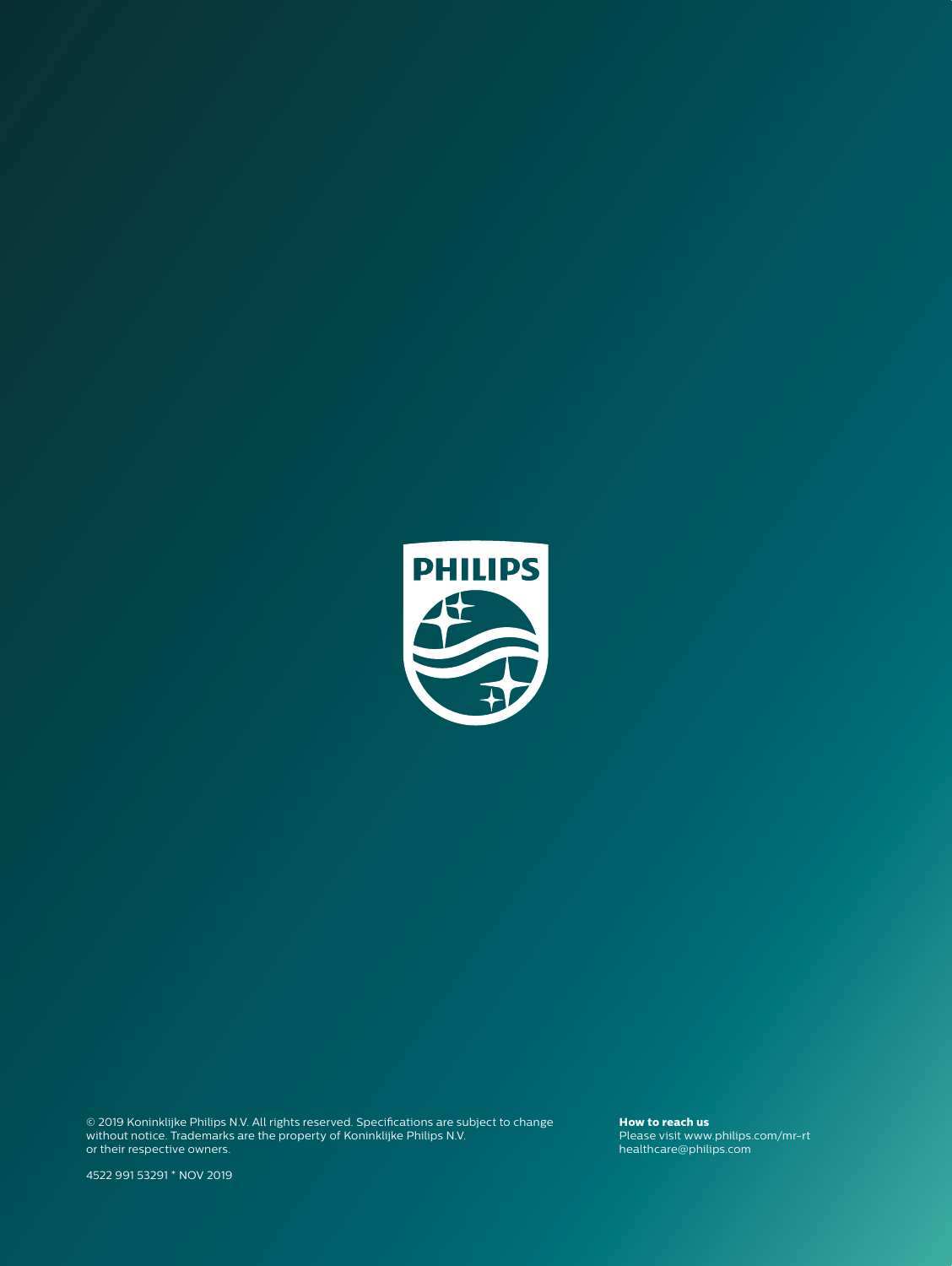© 2019 Koninklijke Philips N.V. All rights reserved. Specifications are subject to change without notice. Trademarks are the property of Koninklijke Philips N.V. or their respective owners.

4522 991 53291 * NOV 2019

**How to reach us**
Please visit www.philips.com/mr-rt
healthcare@philips.com